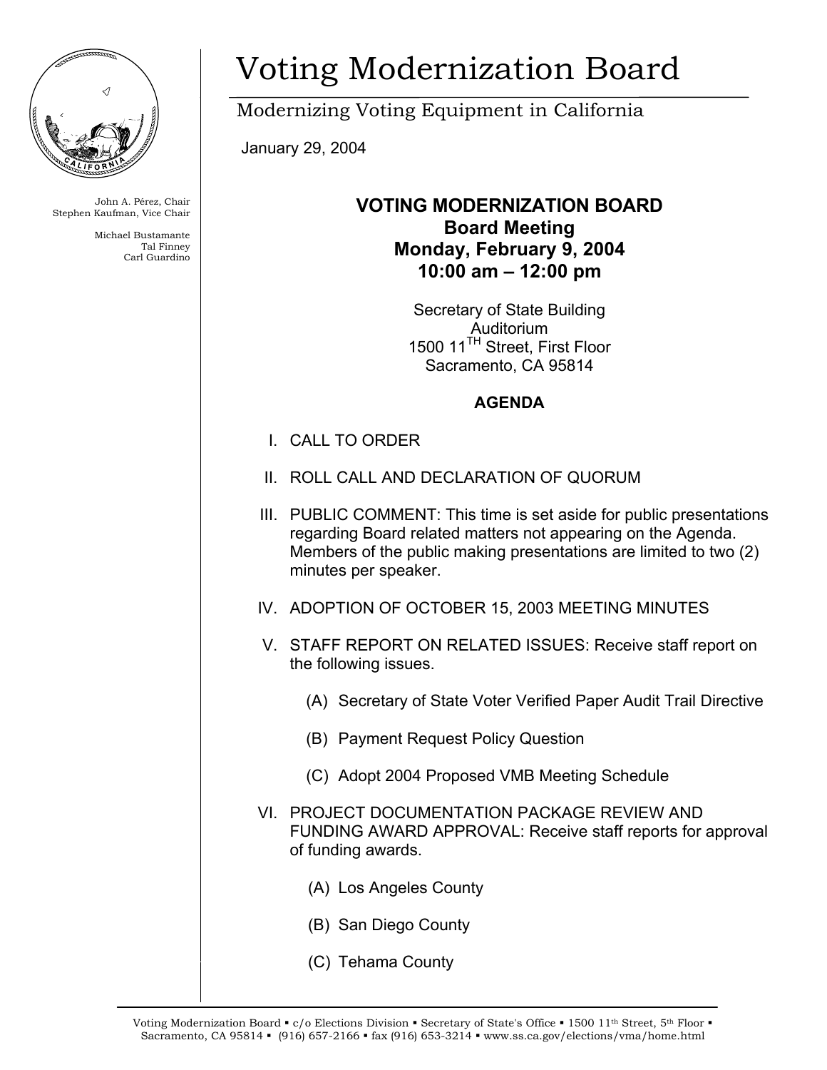# Voting Modernization Board

Modernizing Voting Equipment in California

John A. Pérez, Chair
Stephen Kaufman, Vice Chair

Michael Bustamante
Tal Finney
Carl Guardino

January 29, 2004

## VOTING MODERNIZATION BOARD
## Board Meeting
## Monday, February 9, 2004
## 10:00 am – 12:00 pm

Secretary of State Building
Auditorium
1500 11TH Street, First Floor
Sacramento, CA 95814

**AGENDA**

I. CALL TO ORDER

II. ROLL CALL AND DECLARATION OF QUORUM

III. PUBLIC COMMENT: This time is set aside for public presentations regarding Board related matters not appearing on the Agenda. Members of the public making presentations are limited to two (2) minutes per speaker.

IV. ADOPTION OF OCTOBER 15, 2003 MEETING MINUTES

V. STAFF REPORT ON RELATED ISSUES: Receive staff report on the following issues.

   (A) Secretary of State Voter Verified Paper Audit Trail Directive

   (B) Payment Request Policy Question

   (C) Adopt 2004 Proposed VMB Meeting Schedule

VI. PROJECT DOCUMENTATION PACKAGE REVIEW AND FUNDING AWARD APPROVAL: Receive staff reports for approval of funding awards.

   (A) Los Angeles County

   (B) San Diego County

   (C) Tehama County

Voting Modernization Board ▪ c/o Elections Division ▪ Secretary of State's Office ▪ 1500 11th Street, 5th Floor ▪ Sacramento, CA 95814 ▪ (916) 657-2166 ▪ fax (916) 653-3214 ▪ www.ss.ca.gov/elections/vma/home.html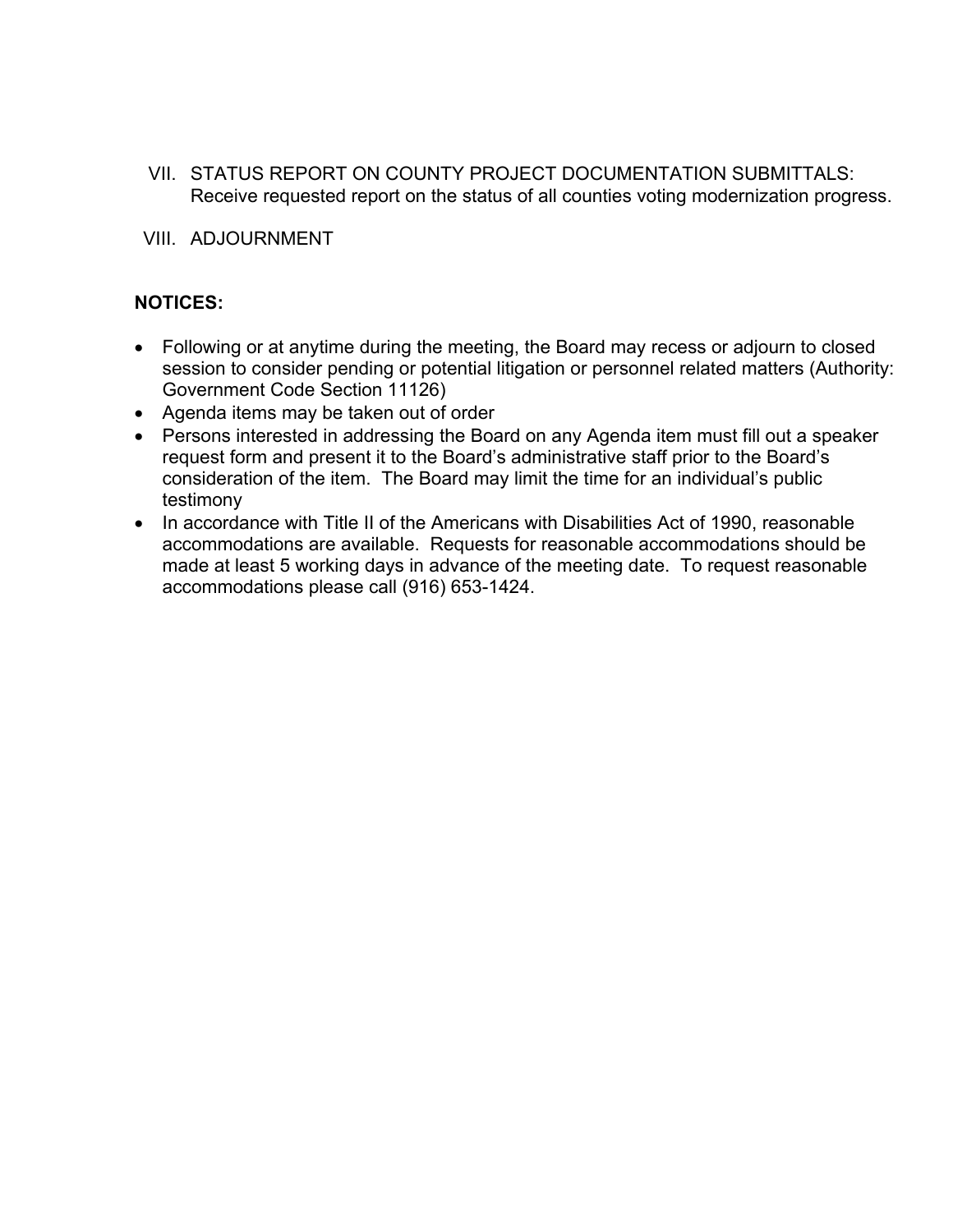VII. STATUS REPORT ON COUNTY PROJECT DOCUMENTATION SUBMITTALS: Receive requested report on the status of all counties voting modernization progress.

VIII. ADJOURNMENT

**NOTICES:**

- Following or at anytime during the meeting, the Board may recess or adjourn to closed session to consider pending or potential litigation or personnel related matters (Authority: Government Code Section 11126)
- Agenda items may be taken out of order
- Persons interested in addressing the Board on any Agenda item must fill out a speaker request form and present it to the Board's administrative staff prior to the Board's consideration of the item. The Board may limit the time for an individual's public testimony
- In accordance with Title II of the Americans with Disabilities Act of 1990, reasonable accommodations are available. Requests for reasonable accommodations should be made at least 5 working days in advance of the meeting date. To request reasonable accommodations please call (916) 653-1424.